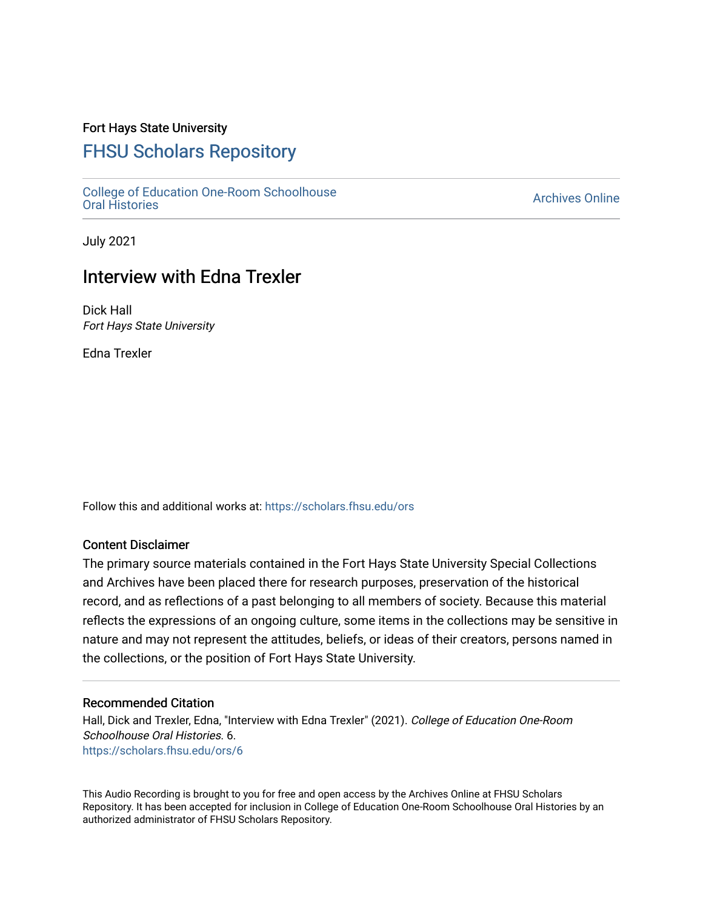Fort Hays State University

# FHSU Scholars Repository

College of Education One-Room Schoolhouse Oral Histories

Archives Online

July 2021

## Interview with Edna Trexler

Dick Hall
*Fort Hays State University*

Edna Trexler

Follow this and additional works at: https://scholars.fhsu.edu/ors

### Content Disclaimer

The primary source materials contained in the Fort Hays State University Special Collections and Archives have been placed there for research purposes, preservation of the historical record, and as reflections of a past belonging to all members of society. Because this material reflects the expressions of an ongoing culture, some items in the collections may be sensitive in nature and may not represent the attitudes, beliefs, or ideas of their creators, persons named in the collections, or the position of Fort Hays State University.

### Recommended Citation

Hall, Dick and Trexler, Edna, "Interview with Edna Trexler" (2021). *College of Education One-Room Schoolhouse Oral Histories*. 6.
https://scholars.fhsu.edu/ors/6

This Audio Recording is brought to you for free and open access by the Archives Online at FHSU Scholars Repository. It has been accepted for inclusion in College of Education One-Room Schoolhouse Oral Histories by an authorized administrator of FHSU Scholars Repository.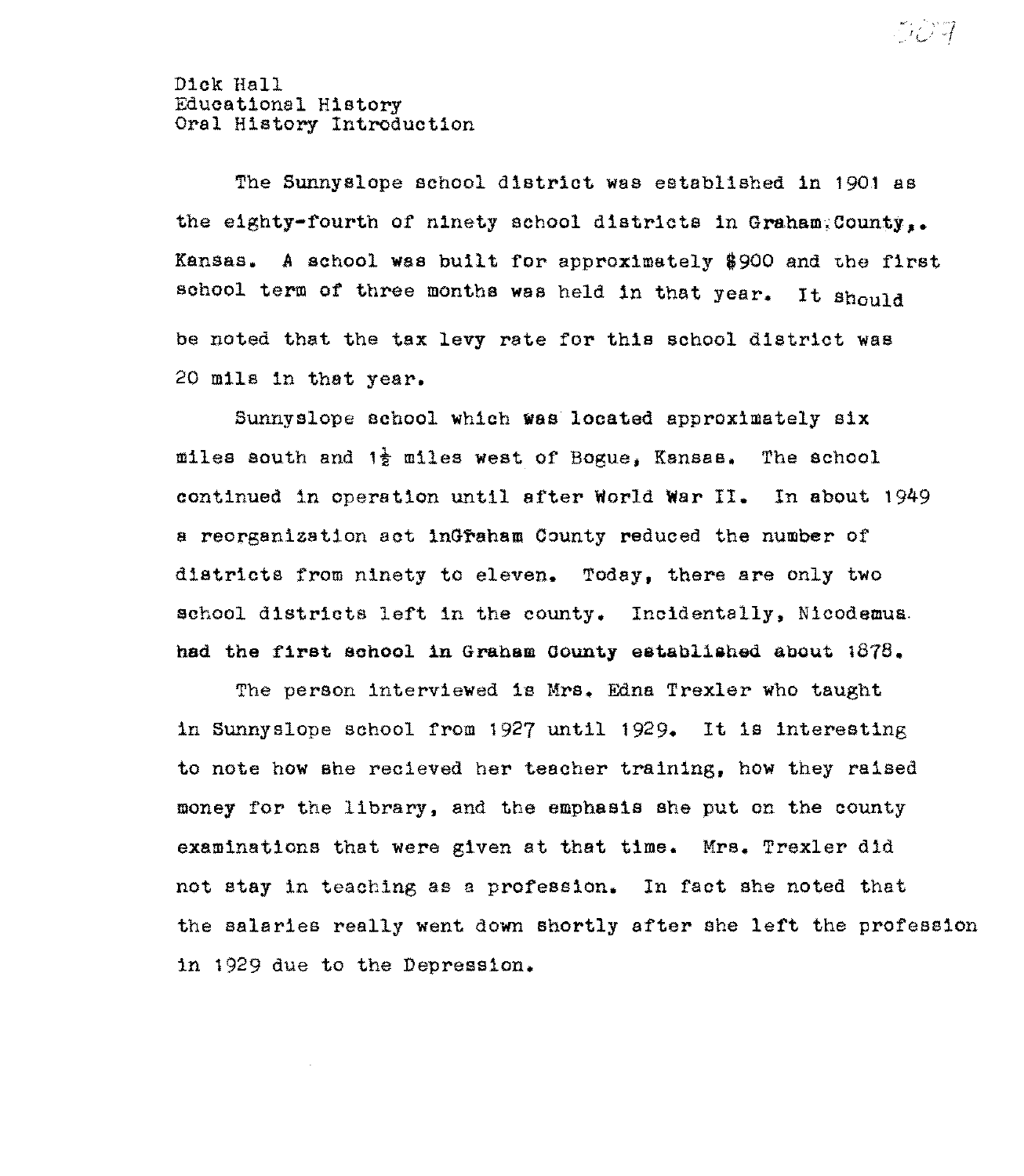Dick Hall
Educational History
Oral History Introduction

The Sunnyslope school district was established in 1901 as the eighty-fourth of ninety school districts in Graham County, Kansas. A school was built for approximately $900 and the first school term of three months was held in that year. It should be noted that the tax levy rate for this school district was 20 mils in that year.

Sunnyslope school which was located approximately six miles south and 1½ miles west of Bogue, Kansas. The school continued in operation until after World War II. In about 1949 a reorganization act inGraham County reduced the number of districts from ninety to eleven. Today, there are only two school districts left in the county. Incidentally, Nicodemus had the first school in Graham County established about 1878.

The person interviewed is Mrs. Edna Trexler who taught in Sunnyslope school from 1927 until 1929. It is interesting to note how she recieved her teacher training, how they raised money for the library, and the emphasis she put on the county examinations that were given at that time. Mrs. Trexler did not stay in teaching as a profession. In fact she noted that the salaries really went down shortly after she left the profession in 1929 due to the Depression.